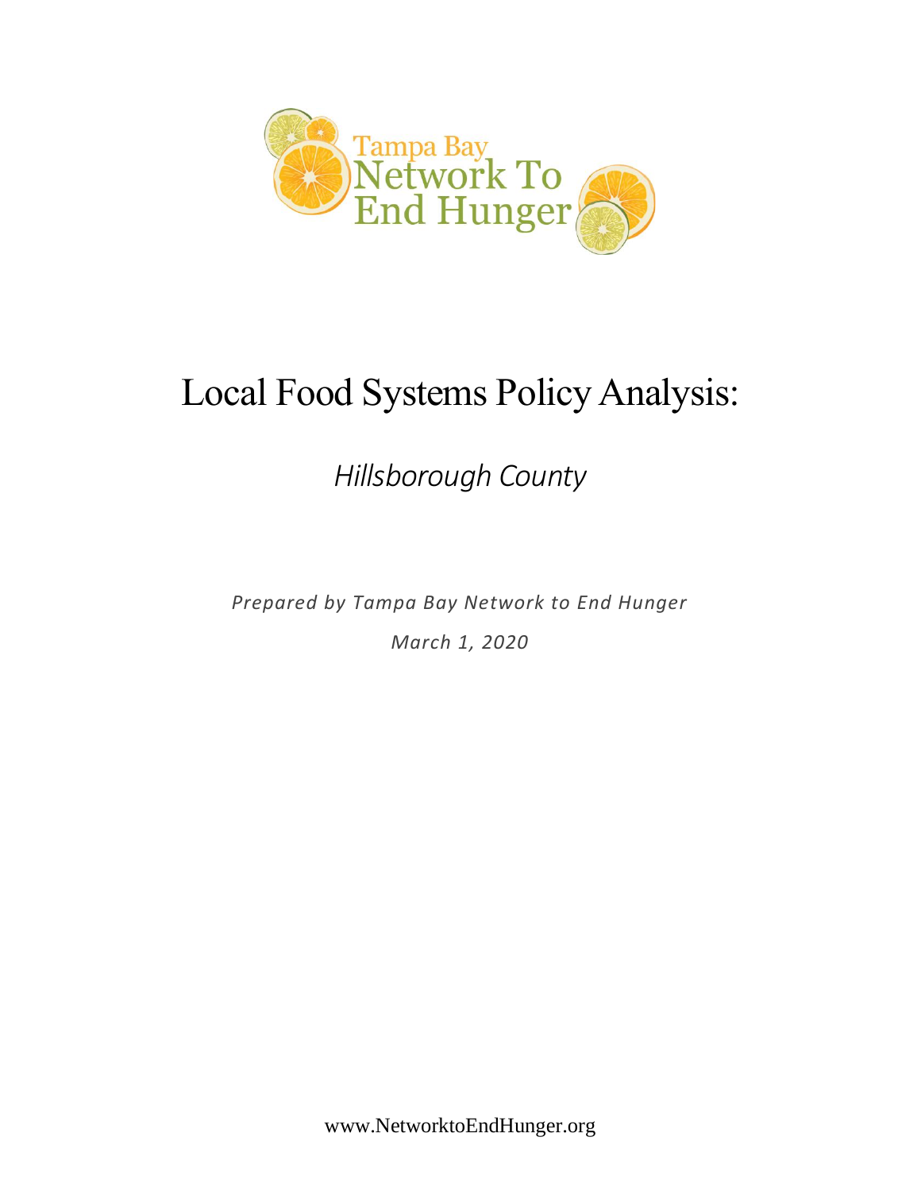Tampa Bay Network To End Hunger

# Local Food Systems Policy Analysis:

## *Hillsborough County*

*Prepared by Tampa Bay Network to End Hunger*

*March 1, 2020*

www.NetworktoEndHunger.org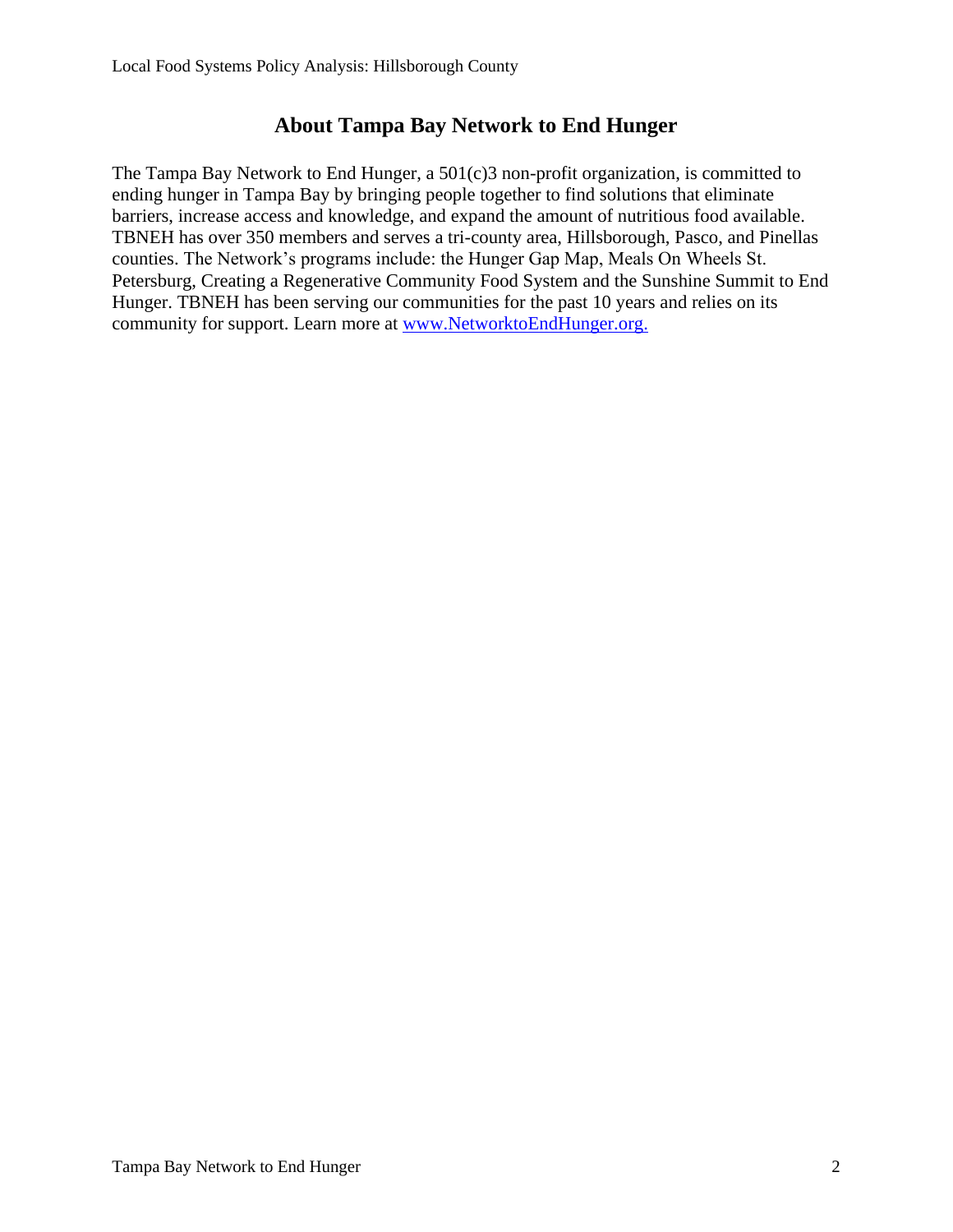## About Tampa Bay Network to End Hunger

The Tampa Bay Network to End Hunger, a 501(c)3 non-profit organization, is committed to ending hunger in Tampa Bay by bringing people together to find solutions that eliminate barriers, increase access and knowledge, and expand the amount of nutritious food available. TBNEH has over 350 members and serves a tri-county area, Hillsborough, Pasco, and Pinellas counties. The Network's programs include: the Hunger Gap Map, Meals On Wheels St. Petersburg, Creating a Regenerative Community Food System and the Sunshine Summit to End Hunger. TBNEH has been serving our communities for the past 10 years and relies on its community for support. Learn more at [www.NetworktoEndHunger.org.](http://www.NetworktoEndHunger.org)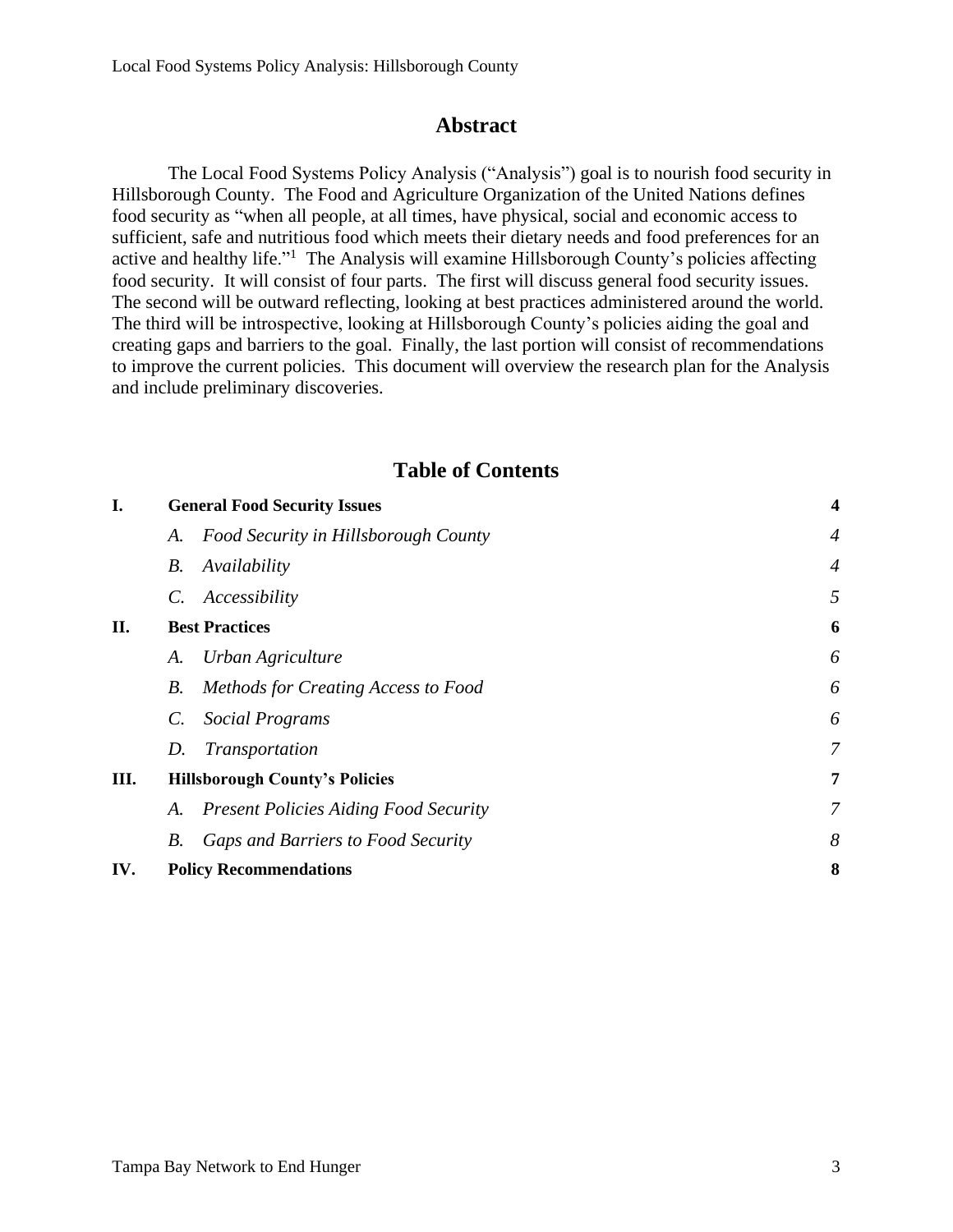## Abstract

The Local Food Systems Policy Analysis ("Analysis") goal is to nourish food security in Hillsborough County. The Food and Agriculture Organization of the United Nations defines food security as "when all people, at all times, have physical, social and economic access to sufficient, safe and nutritious food which meets their dietary needs and food preferences for an active and healthy life."[1] The Analysis will examine Hillsborough County's policies affecting food security. It will consist of four parts. The first will discuss general food security issues. The second will be outward reflecting, looking at best practices administered around the world. The third will be introspective, looking at Hillsborough County's policies aiding the goal and creating gaps and barriers to the goal. Finally, the last portion will consist of recommendations to improve the current policies. This document will overview the research plan for the Analysis and include preliminary discoveries.

## Table of Contents

| | | |
|---|---|---|
| **I.** | **General Food Security Issues** | **4** |
| | *A. Food Security in Hillsborough County* | *4* |
| | *B. Availability* | *4* |
| | *C. Accessibility* | *5* |
| **II.** | **Best Practices** | **6** |
| | *A. Urban Agriculture* | *6* |
| | *B. Methods for Creating Access to Food* | *6* |
| | *C. Social Programs* | *6* |
| | *D. Transportation* | *7* |
| **III.** | **Hillsborough County's Policies** | **7** |
| | *A. Present Policies Aiding Food Security* | *7* |
| | *B. Gaps and Barriers to Food Security* | *8* |
| **IV.** | **Policy Recommendations** | **8** |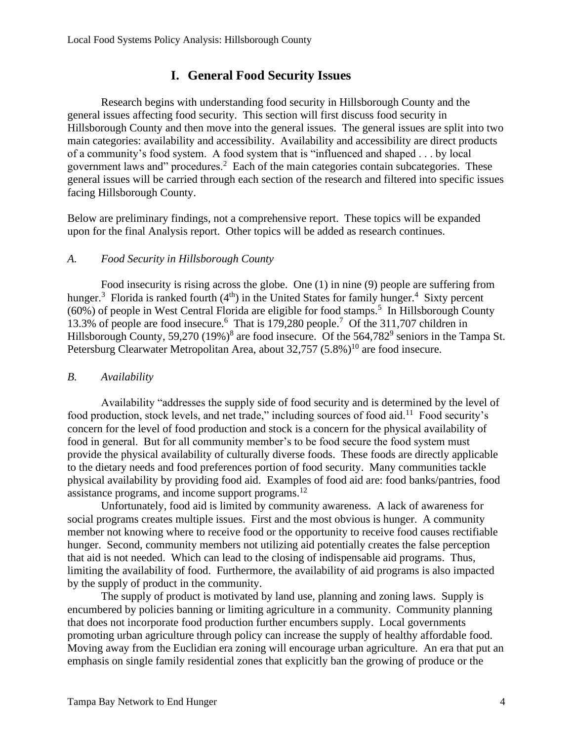# I. General Food Security Issues

Research begins with understanding food security in Hillsborough County and the general issues affecting food security. This section will first discuss food security in Hillsborough County and then move into the general issues. The general issues are split into two main categories: availability and accessibility. Availability and accessibility are direct products of a community's food system. A food system that is "influenced and shaped . . . by local government laws and" procedures.[2] Each of the main categories contain subcategories. These general issues will be carried through each section of the research and filtered into specific issues facing Hillsborough County.

Below are preliminary findings, not a comprehensive report. These topics will be expanded upon for the final Analysis report. Other topics will be added as research continues.

### *A. Food Security in Hillsborough County*

Food insecurity is rising across the globe. One (1) in nine (9) people are suffering from hunger.[3] Florida is ranked fourth (4th) in the United States for family hunger.[4] Sixty percent (60%) of people in West Central Florida are eligible for food stamps.[5] In Hillsborough County 13.3% of people are food insecure.[6] That is 179,280 people.[7] Of the 311,707 children in Hillsborough County, 59,270 (19%)[8] are food insecure. Of the 564,782[9] seniors in the Tampa St. Petersburg Clearwater Metropolitan Area, about 32,757 (5.8%)[10] are food insecure.

### *B. Availability*

Availability "addresses the supply side of food security and is determined by the level of food production, stock levels, and net trade," including sources of food aid.[11] Food security's concern for the level of food production and stock is a concern for the physical availability of food in general. But for all community member's to be food secure the food system must provide the physical availability of culturally diverse foods. These foods are directly applicable to the dietary needs and food preferences portion of food security. Many communities tackle physical availability by providing food aid. Examples of food aid are: food banks/pantries, food assistance programs, and income support programs.[12]

Unfortunately, food aid is limited by community awareness. A lack of awareness for social programs creates multiple issues. First and the most obvious is hunger. A community member not knowing where to receive food or the opportunity to receive food causes rectifiable hunger. Second, community members not utilizing aid potentially creates the false perception that aid is not needed. Which can lead to the closing of indispensable aid programs. Thus, limiting the availability of food. Furthermore, the availability of aid programs is also impacted by the supply of product in the community.

The supply of product is motivated by land use, planning and zoning laws. Supply is encumbered by policies banning or limiting agriculture in a community. Community planning that does not incorporate food production further encumbers supply. Local governments promoting urban agriculture through policy can increase the supply of healthy affordable food. Moving away from the Euclidian era zoning will encourage urban agriculture. An era that put an emphasis on single family residential zones that explicitly ban the growing of produce or the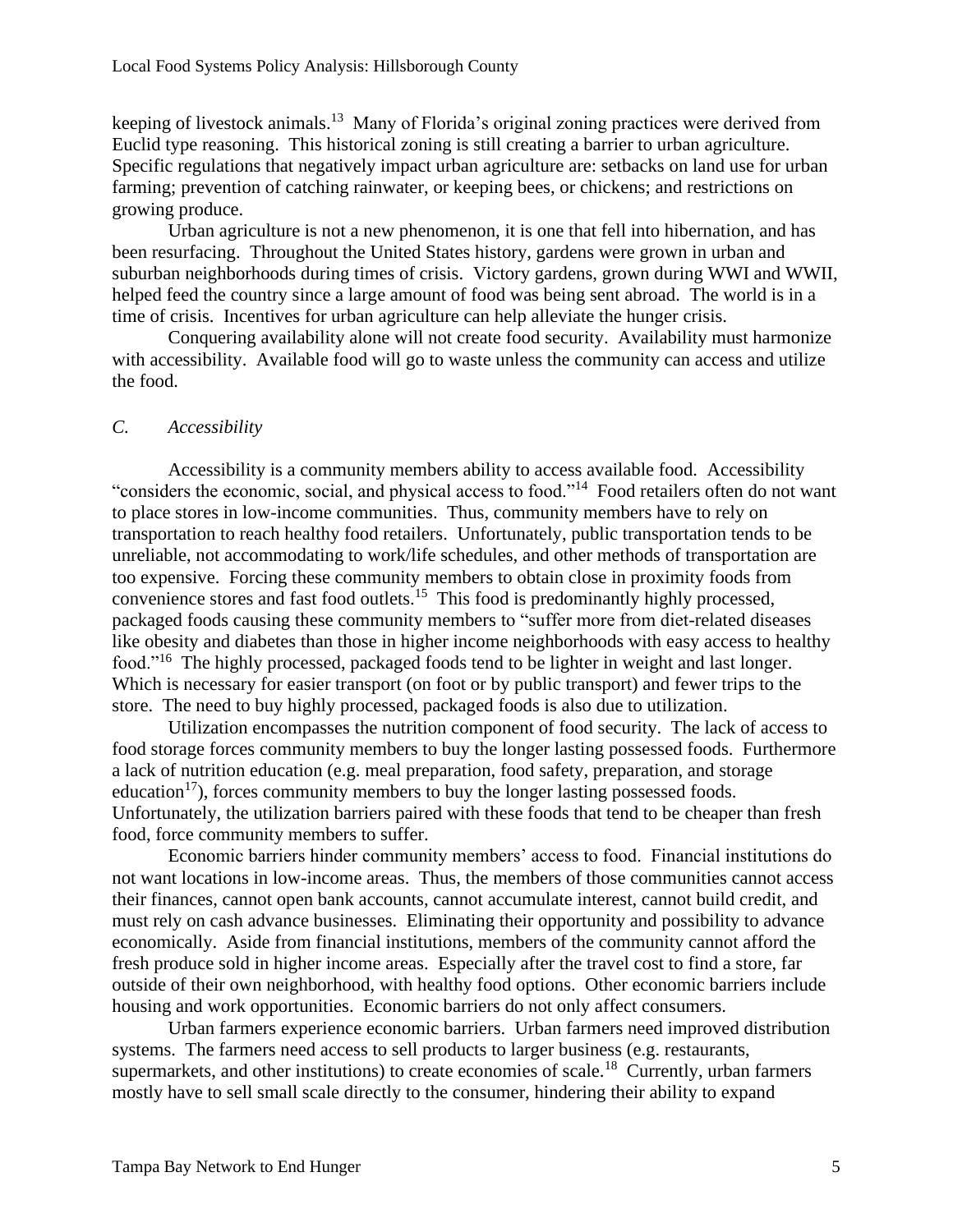keeping of livestock animals.[13] Many of Florida's original zoning practices were derived from Euclid type reasoning. This historical zoning is still creating a barrier to urban agriculture. Specific regulations that negatively impact urban agriculture are: setbacks on land use for urban farming; prevention of catching rainwater, or keeping bees, or chickens; and restrictions on growing produce.

Urban agriculture is not a new phenomenon, it is one that fell into hibernation, and has been resurfacing. Throughout the United States history, gardens were grown in urban and suburban neighborhoods during times of crisis. Victory gardens, grown during WWI and WWII, helped feed the country since a large amount of food was being sent abroad. The world is in a time of crisis. Incentives for urban agriculture can help alleviate the hunger crisis.

Conquering availability alone will not create food security. Availability must harmonize with accessibility. Available food will go to waste unless the community can access and utilize the food.

### *C. Accessibility*

Accessibility is a community members ability to access available food. Accessibility "considers the economic, social, and physical access to food."[14] Food retailers often do not want to place stores in low-income communities. Thus, community members have to rely on transportation to reach healthy food retailers. Unfortunately, public transportation tends to be unreliable, not accommodating to work/life schedules, and other methods of transportation are too expensive. Forcing these community members to obtain close in proximity foods from convenience stores and fast food outlets.[15] This food is predominantly highly processed, packaged foods causing these community members to "suffer more from diet-related diseases like obesity and diabetes than those in higher income neighborhoods with easy access to healthy food."[16] The highly processed, packaged foods tend to be lighter in weight and last longer. Which is necessary for easier transport (on foot or by public transport) and fewer trips to the store. The need to buy highly processed, packaged foods is also due to utilization.

Utilization encompasses the nutrition component of food security. The lack of access to food storage forces community members to buy the longer lasting possessed foods. Furthermore a lack of nutrition education (e.g. meal preparation, food safety, preparation, and storage education[17]), forces community members to buy the longer lasting possessed foods. Unfortunately, the utilization barriers paired with these foods that tend to be cheaper than fresh food, force community members to suffer.

Economic barriers hinder community members' access to food. Financial institutions do not want locations in low-income areas. Thus, the members of those communities cannot access their finances, cannot open bank accounts, cannot accumulate interest, cannot build credit, and must rely on cash advance businesses. Eliminating their opportunity and possibility to advance economically. Aside from financial institutions, members of the community cannot afford the fresh produce sold in higher income areas. Especially after the travel cost to find a store, far outside of their own neighborhood, with healthy food options. Other economic barriers include housing and work opportunities. Economic barriers do not only affect consumers.

Urban farmers experience economic barriers. Urban farmers need improved distribution systems. The farmers need access to sell products to larger business (e.g. restaurants, supermarkets, and other institutions) to create economies of scale.[18] Currently, urban farmers mostly have to sell small scale directly to the consumer, hindering their ability to expand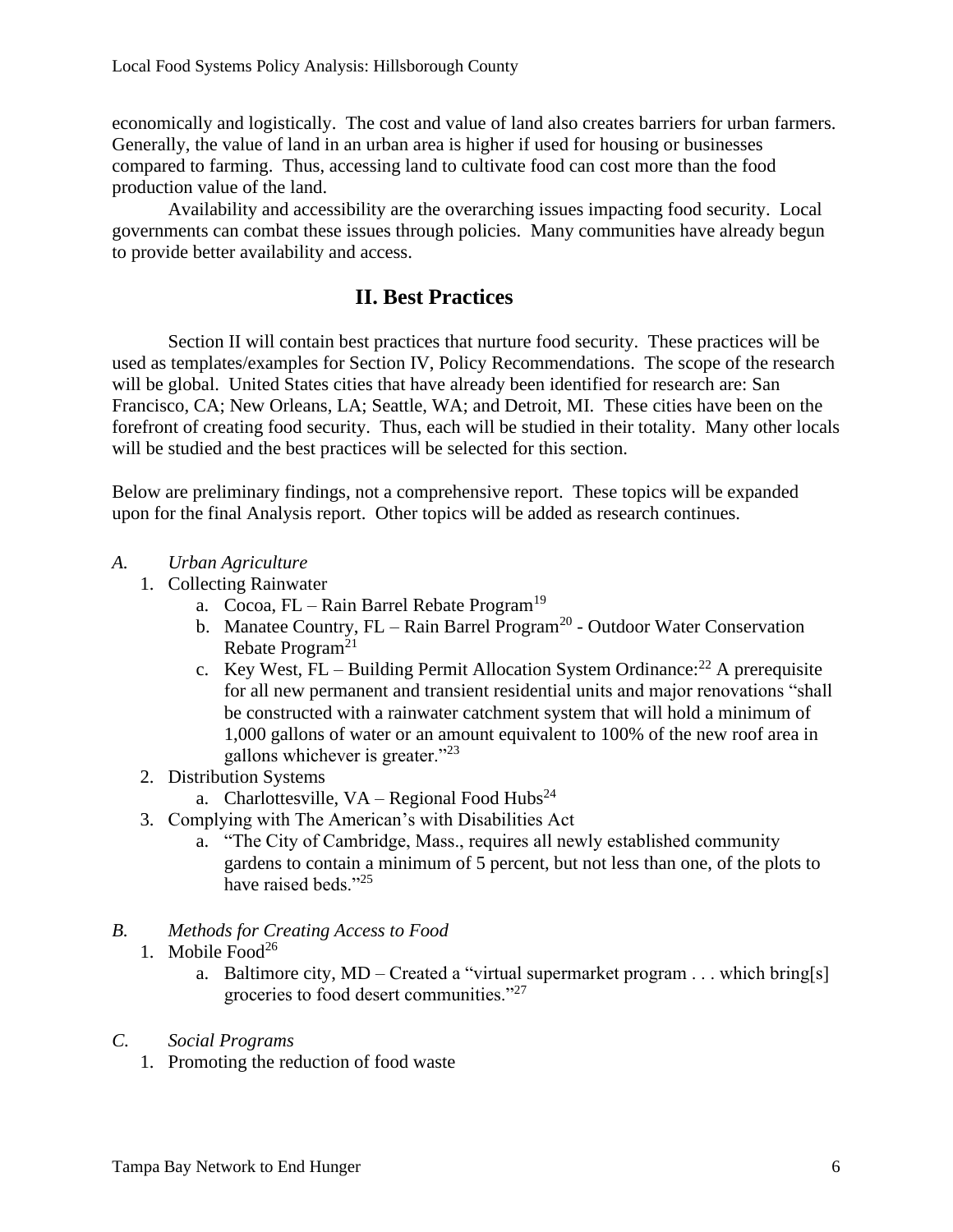economically and logistically. The cost and value of land also creates barriers for urban farmers. Generally, the value of land in an urban area is higher if used for housing or businesses compared to farming. Thus, accessing land to cultivate food can cost more than the food production value of the land.

Availability and accessibility are the overarching issues impacting food security. Local governments can combat these issues through policies. Many communities have already begun to provide better availability and access.

## II. Best Practices

Section II will contain best practices that nurture food security. These practices will be used as templates/examples for Section IV, Policy Recommendations. The scope of the research will be global. United States cities that have already been identified for research are: San Francisco, CA; New Orleans, LA; Seattle, WA; and Detroit, MI. These cities have been on the forefront of creating food security. Thus, each will be studied in their totality. Many other locals will be studied and the best practices will be selected for this section.

Below are preliminary findings, not a comprehensive report. These topics will be expanded upon for the final Analysis report. Other topics will be added as research continues.

*A. Urban Agriculture*

1. Collecting Rainwater
    a. Cocoa, FL – Rain Barrel Rebate Program[19]
    b. Manatee Country, FL – Rain Barrel Program[20] - Outdoor Water Conservation Rebate Program[21]
    c. Key West, FL – Building Permit Allocation System Ordinance:[22] A prerequisite for all new permanent and transient residential units and major renovations "shall be constructed with a rainwater catchment system that will hold a minimum of 1,000 gallons of water or an amount equivalent to 100% of the new roof area in gallons whichever is greater."[23]
2. Distribution Systems
    a. Charlottesville, VA – Regional Food Hubs[24]
3. Complying with The American's with Disabilities Act
    a. "The City of Cambridge, Mass., requires all newly established community gardens to contain a minimum of 5 percent, but not less than one, of the plots to have raised beds."[25]

*B. Methods for Creating Access to Food*

1. Mobile Food[26]
    a. Baltimore city, MD – Created a "virtual supermarket program . . . which bring[s] groceries to food desert communities."[27]

*C. Social Programs*

1. Promoting the reduction of food waste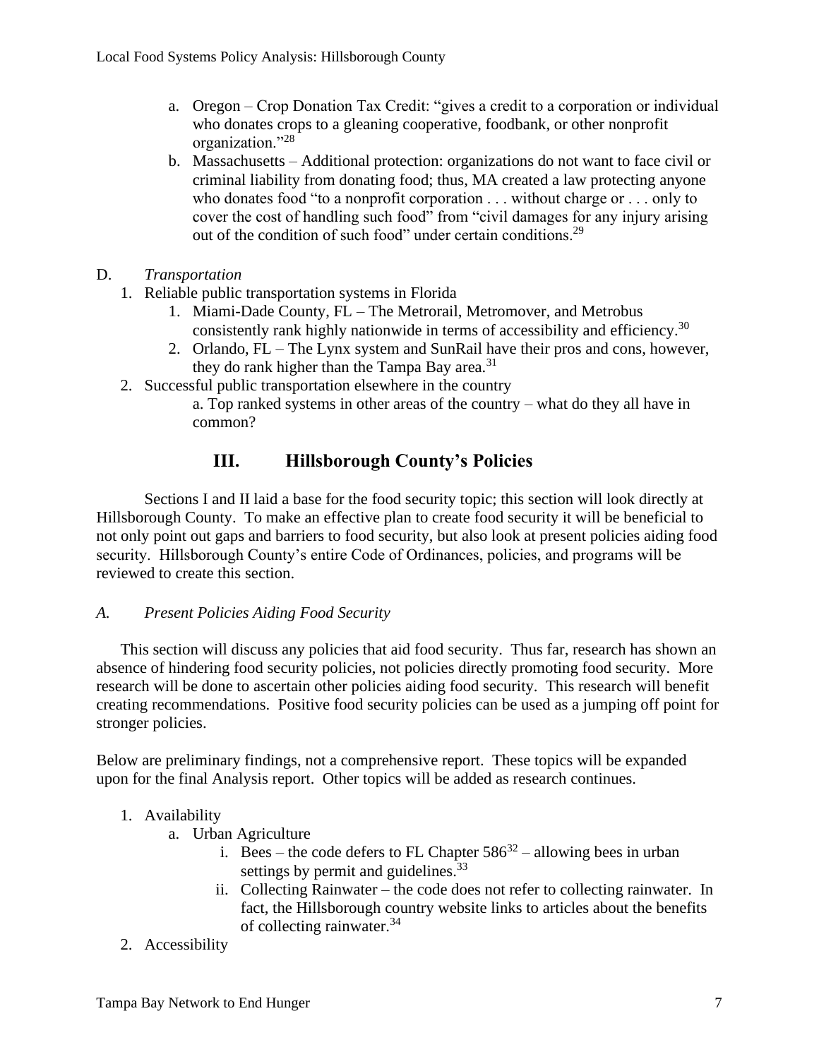a. Oregon – Crop Donation Tax Credit: "gives a credit to a corporation or individual who donates crops to a gleaning cooperative, foodbank, or other nonprofit organization."[28]

b. Massachusetts – Additional protection: organizations do not want to face civil or criminal liability from donating food; thus, MA created a law protecting anyone who donates food "to a nonprofit corporation . . . without charge or . . . only to cover the cost of handling such food" from "civil damages for any injury arising out of the condition of such food" under certain conditions.[29]

D. *Transportation*

1. Reliable public transportation systems in Florida
   1. Miami-Dade County, FL – The Metrorail, Metromover, and Metrobus consistently rank highly nationwide in terms of accessibility and efficiency.[30]
   2. Orlando, FL – The Lynx system and SunRail have their pros and cons, however, they do rank higher than the Tampa Bay area.[31]
2. Successful public transportation elsewhere in the country

   a. Top ranked systems in other areas of the country – what do they all have in common?

## III. Hillsborough County's Policies

Sections I and II laid a base for the food security topic; this section will look directly at Hillsborough County. To make an effective plan to create food security it will be beneficial to not only point out gaps and barriers to food security, but also look at present policies aiding food security. Hillsborough County's entire Code of Ordinances, policies, and programs will be reviewed to create this section.

### *A. Present Policies Aiding Food Security*

This section will discuss any policies that aid food security. Thus far, research has shown an absence of hindering food security policies, not policies directly promoting food security. More research will be done to ascertain other policies aiding food security. This research will benefit creating recommendations. Positive food security policies can be used as a jumping off point for stronger policies.

Below are preliminary findings, not a comprehensive report. These topics will be expanded upon for the final Analysis report. Other topics will be added as research continues.

1. Availability
   - a. Urban Agriculture
     - i. Bees – the code defers to FL Chapter 586[32] – allowing bees in urban settings by permit and guidelines.[33]
     - ii. Collecting Rainwater – the code does not refer to collecting rainwater. In fact, the Hillsborough country website links to articles about the benefits of collecting rainwater.[34]
2. Accessibility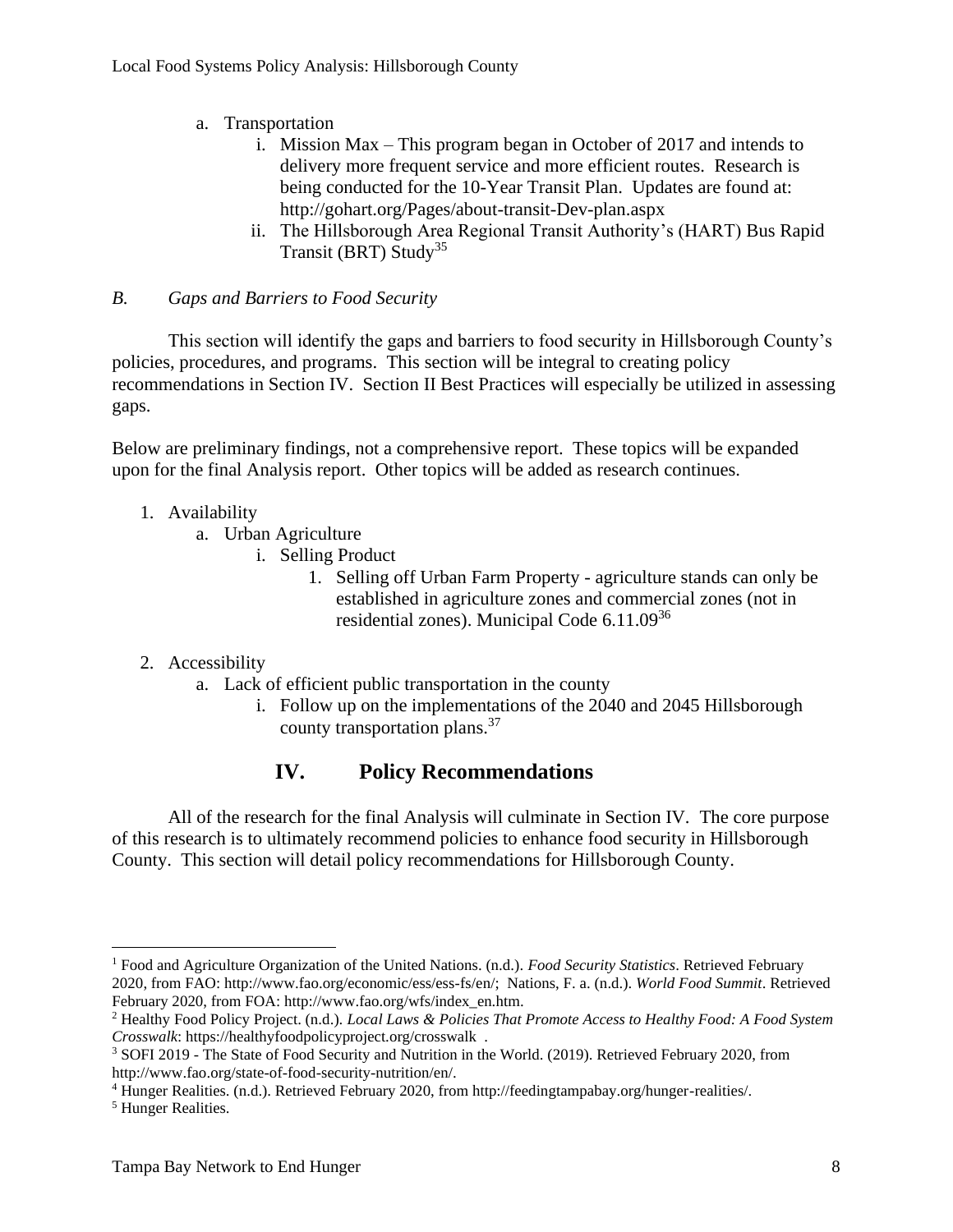a. Transportation
    i. Mission Max – This program began in October of 2017 and intends to delivery more frequent service and more efficient routes. Research is being conducted for the 10-Year Transit Plan. Updates are found at: http://gohart.org/Pages/about-transit-Dev-plan.aspx
    ii. The Hillsborough Area Regional Transit Authority's (HART) Bus Rapid Transit (BRT) Study[35]

### *B. Gaps and Barriers to Food Security*

This section will identify the gaps and barriers to food security in Hillsborough County's policies, procedures, and programs. This section will be integral to creating policy recommendations in Section IV. Section II Best Practices will especially be utilized in assessing gaps.

Below are preliminary findings, not a comprehensive report. These topics will be expanded upon for the final Analysis report. Other topics will be added as research continues.

1. Availability
    a. Urban Agriculture
        i. Selling Product
            1. Selling off Urban Farm Property - agriculture stands can only be established in agriculture zones and commercial zones (not in residential zones). Municipal Code 6.11.09[36]

2. Accessibility
    a. Lack of efficient public transportation in the county
        i. Follow up on the implementations of the 2040 and 2045 Hillsborough county transportation plans.[37]

## IV. Policy Recommendations

All of the research for the final Analysis will culminate in Section IV. The core purpose of this research is to ultimately recommend policies to enhance food security in Hillsborough County. This section will detail policy recommendations for Hillsborough County.

---

[1] Food and Agriculture Organization of the United Nations. (n.d.). *Food Security Statistics*. Retrieved February 2020, from FAO: http://www.fao.org/economic/ess/ess-fs/en/; Nations, F. a. (n.d.). *World Food Summit*. Retrieved February 2020, from FOA: http://www.fao.org/wfs/index_en.htm.

[2] Healthy Food Policy Project. (n.d.). *Local Laws & Policies That Promote Access to Healthy Food: A Food System Crosswalk*: https://healthyfoodpolicyproject.org/crosswalk .

[3] SOFI 2019 - The State of Food Security and Nutrition in the World. (2019). Retrieved February 2020, from http://www.fao.org/state-of-food-security-nutrition/en/.

[4] Hunger Realities. (n.d.). Retrieved February 2020, from http://feedingtampabay.org/hunger-realities/.

[5] Hunger Realities.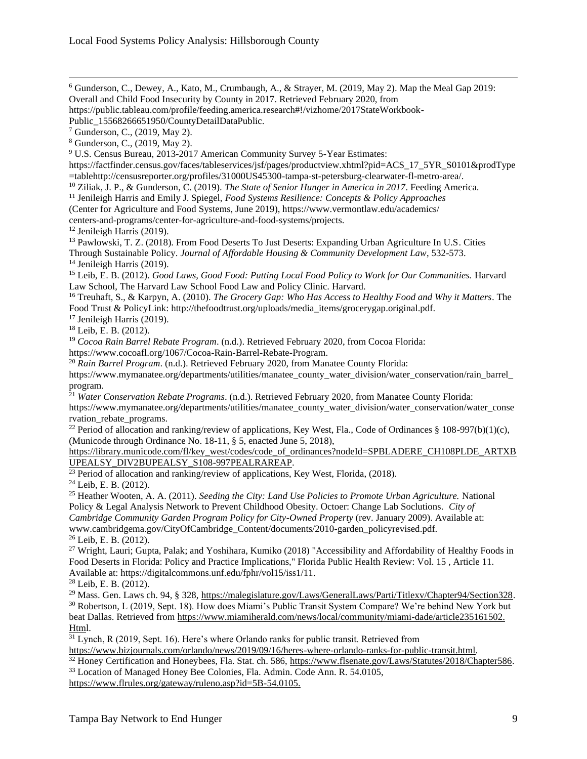[6] Gunderson, C., Dewey, A., Kato, M., Crumbaugh, A., & Strayer, M. (2019, May 2). Map the Meal Gap 2019: Overall and Child Food Insecurity by County in 2017. Retrieved February 2020, from https://public.tableau.com/profile/feeding.america.research#!/vizhome/2017StateWorkbook-Public_15568266651950/CountyDetailDataPublic.

[7] Gunderson, C., (2019, May 2).

[8] Gunderson, C., (2019, May 2).

[9] U.S. Census Bureau, 2013-2017 American Community Survey 5-Year Estimates: https://factfinder.census.gov/faces/tableservices/jsf/pages/productview.xhtml?pid=ACS_17_5YR_S0101&prodType=tablehttp://censusreporter.org/profiles/31000US45300-tampa-st-petersburg-clearwater-fl-metro-area/.

[10] Ziliak, J. P., & Gunderson, C. (2019). *The State of Senior Hunger in America in 2017*. Feeding America.

[11] Jenileigh Harris and Emily J. Spiegel, *Food Systems Resilience: Concepts & Policy Approaches* (Center for Agriculture and Food Systems, June 2019), https://www.vermontlaw.edu/academics/centers-and-programs/center-for-agriculture-and-food-systems/projects.

[12] Jenileigh Harris (2019).

[13] Pawlowski, T. Z. (2018). From Food Deserts To Just Deserts: Expanding Urban Agriculture In U.S. Cities Through Sustainable Policy. *Journal of Affordable Housing & Community Development Law*, 532-573.

[14] Jenileigh Harris (2019).

[15] Leib, E. B. (2012). *Good Laws, Good Food: Putting Local Food Policy to Work for Our Communities.* Harvard Law School, The Harvard Law School Food Law and Policy Clinic. Harvard.

[16] Treuhaft, S., & Karpyn, A. (2010). *The Grocery Gap: Who Has Access to Healthy Food and Why it Matters*. The Food Trust & PolicyLink: http://thefoodtrust.org/uploads/media_items/grocerygap.original.pdf.

[17] Jenileigh Harris (2019).

[18] Leib, E. B. (2012).

[19] *Cocoa Rain Barrel Rebate Program*. (n.d.). Retrieved February 2020, from Cocoa Florida: https://www.cocoafl.org/1067/Cocoa-Rain-Barrel-Rebate-Program.

[20] *Rain Barrel Program*. (n.d.). Retrieved February 2020, from Manatee County Florida: https://www.mymanatee.org/departments/utilities/manatee_county_water_division/water_conservation/rain_barrel_program.

[21] *Water Conservation Rebate Programs*. (n.d.). Retrieved February 2020, from Manatee County Florida: https://www.mymanatee.org/departments/utilities/manatee_county_water_division/water_conservation/water_conservation_rebate_programs.

[22] Period of allocation and ranking/review of applications, Key West, Fla., Code of Ordinances § 108-997(b)(1)(c), (Municode through Ordinance No. 18-11, § 5, enacted June 5, 2018), https://library.municode.com/fl/key_west/codes/code_of_ordinances?nodeId=SPBLADERE_CH108PLDE_ARTXBUPEALSY_DIV2BUPEALSY_S108-997PEALRAREAP.

[23] Period of allocation and ranking/review of applications, Key West, Florida, (2018).

[24] Leib, E. B. (2012).

[25] Heather Wooten, A. A. (2011). *Seeding the City: Land Use Policies to Promote Urban Agriculture.* National Policy & Legal Analysis Network to Prevent Childhood Obesity. Octoer: Change Lab Soclutions. *City of Cambridge Community Garden Program Policy for City-Owned Property* (rev. January 2009). Available at: www.cambridgema.gov/CityOfCambridge_Content/documents/2010-garden_policyrevised.pdf.

[26] Leib, E. B. (2012).

[27] Wright, Lauri; Gupta, Palak; and Yoshihara, Kumiko (2018) "Accessibility and Affordability of Healthy Foods in Food Deserts in Florida: Policy and Practice Implications," Florida Public Health Review: Vol. 15 , Article 11. Available at: https://digitalcommons.unf.edu/fphr/vol15/iss1/11.

[28] Leib, E. B. (2012).

[29] Mass. Gen. Laws ch. 94, § 328, https://malegislature.gov/Laws/GeneralLaws/Parti/Titlexv/Chapter94/Section328.

[30] Robertson, L (2019, Sept. 18). How does Miami's Public Transit System Compare? We're behind New York but beat Dallas. Retrieved from https://www.miamiherald.com/news/local/community/miami-dade/article235161502.Html.

[31] Lynch, R (2019, Sept. 16). Here's where Orlando ranks for public transit. Retrieved from https://www.bizjournals.com/orlando/news/2019/09/16/heres-where-orlando-ranks-for-public-transit.html.

[32] Honey Certification and Honeybees, Fla. Stat. ch. 586, https://www.flsenate.gov/Laws/Statutes/2018/Chapter586.

[33] Location of Managed Honey Bee Colonies, Fla. Admin. Code Ann. R. 54.0105, https://www.flrules.org/gateway/ruleno.asp?id=5B-54.0105.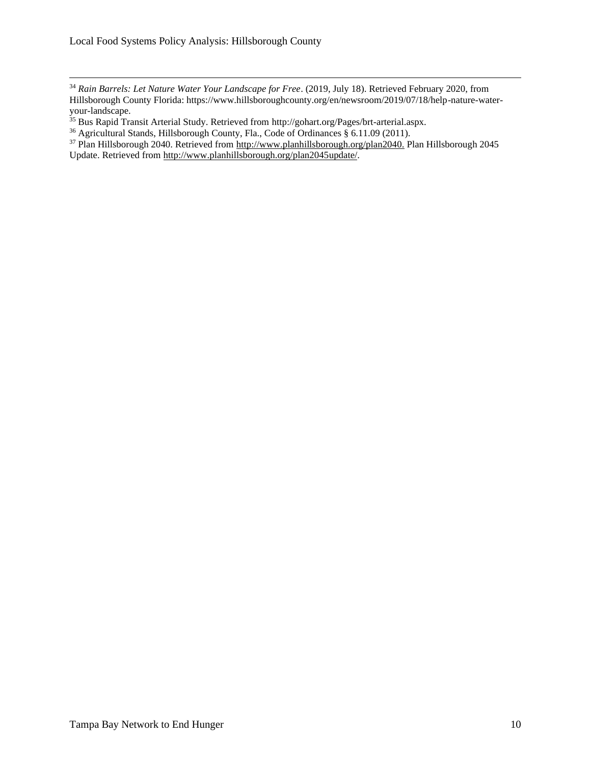[34] *Rain Barrels: Let Nature Water Your Landscape for Free*. (2019, July 18). Retrieved February 2020, from Hillsborough County Florida: https://www.hillsboroughcounty.org/en/newsroom/2019/07/18/help-nature-water-your-landscape.

[35] Bus Rapid Transit Arterial Study. Retrieved from http://gohart.org/Pages/brt-arterial.aspx.

[36] Agricultural Stands, Hillsborough County, Fla., Code of Ordinances § 6.11.09 (2011).

[37] Plan Hillsborough 2040. Retrieved from http://www.planhillsborough.org/plan2040. Plan Hillsborough 2045 Update. Retrieved from http://www.planhillsborough.org/plan2045update/.